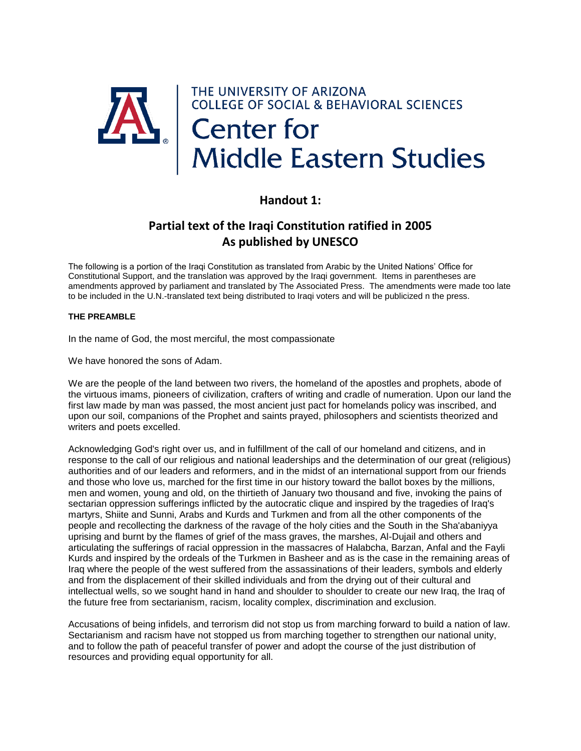THE UNIVERSITY OF ARIZONA
COLLEGE OF SOCIAL & BEHAVIORAL SCIENCES

# Center for Middle Eastern Studies

## Handout 1:

## Partial text of the Iraqi Constitution ratified in 2005 As published by UNESCO

The following is a portion of the Iraqi Constitution as translated from Arabic by the United Nations' Office for Constitutional Support, and the translation was approved by the Iraqi government. Items in parentheses are amendments approved by parliament and translated by The Associated Press. The amendments were made too late to be included in the U.N.-translated text being distributed to Iraqi voters and will be publicized n the press.

**THE PREAMBLE**

In the name of God, the most merciful, the most compassionate

We have honored the sons of Adam.

We are the people of the land between two rivers, the homeland of the apostles and prophets, abode of the virtuous imams, pioneers of civilization, crafters of writing and cradle of numeration. Upon our land the first law made by man was passed, the most ancient just pact for homelands policy was inscribed, and upon our soil, companions of the Prophet and saints prayed, philosophers and scientists theorized and writers and poets excelled.

Acknowledging God's right over us, and in fulfillment of the call of our homeland and citizens, and in response to the call of our religious and national leaderships and the determination of our great (religious) authorities and of our leaders and reformers, and in the midst of an international support from our friends and those who love us, marched for the first time in our history toward the ballot boxes by the millions, men and women, young and old, on the thirtieth of January two thousand and five, invoking the pains of sectarian oppression sufferings inflicted by the autocratic clique and inspired by the tragedies of Iraq's martyrs, Shiite and Sunni, Arabs and Kurds and Turkmen and from all the other components of the people and recollecting the darkness of the ravage of the holy cities and the South in the Sha'abaniyya uprising and burnt by the flames of grief of the mass graves, the marshes, Al-Dujail and others and articulating the sufferings of racial oppression in the massacres of Halabcha, Barzan, Anfal and the Fayli Kurds and inspired by the ordeals of the Turkmen in Basheer and as is the case in the remaining areas of Iraq where the people of the west suffered from the assassinations of their leaders, symbols and elderly and from the displacement of their skilled individuals and from the drying out of their cultural and intellectual wells, so we sought hand in hand and shoulder to shoulder to create our new Iraq, the Iraq of the future free from sectarianism, racism, locality complex, discrimination and exclusion.

Accusations of being infidels, and terrorism did not stop us from marching forward to build a nation of law. Sectarianism and racism have not stopped us from marching together to strengthen our national unity, and to follow the path of peaceful transfer of power and adopt the course of the just distribution of resources and providing equal opportunity for all.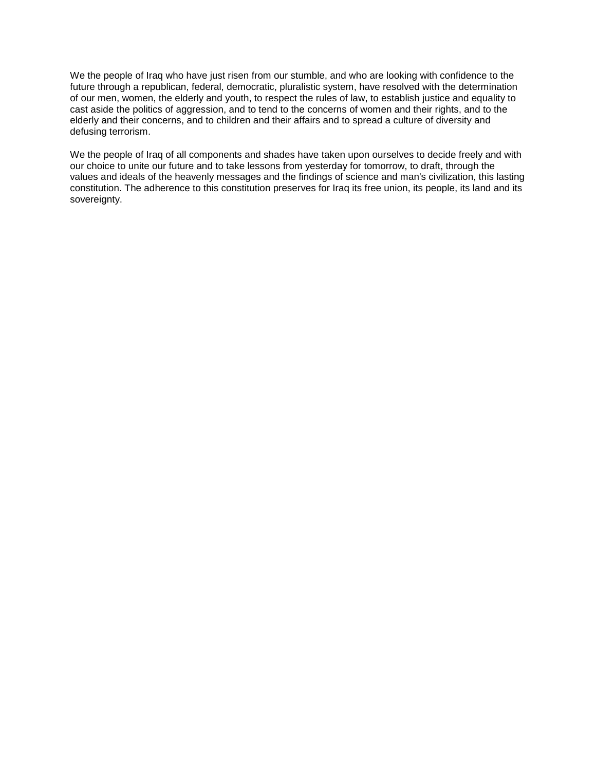We the people of Iraq who have just risen from our stumble, and who are looking with confidence to the future through a republican, federal, democratic, pluralistic system, have resolved with the determination of our men, women, the elderly and youth, to respect the rules of law, to establish justice and equality to cast aside the politics of aggression, and to tend to the concerns of women and their rights, and to the elderly and their concerns, and to children and their affairs and to spread a culture of diversity and defusing terrorism.

We the people of Iraq of all components and shades have taken upon ourselves to decide freely and with our choice to unite our future and to take lessons from yesterday for tomorrow, to draft, through the values and ideals of the heavenly messages and the findings of science and man's civilization, this lasting constitution. The adherence to this constitution preserves for Iraq its free union, its people, its land and its sovereignty.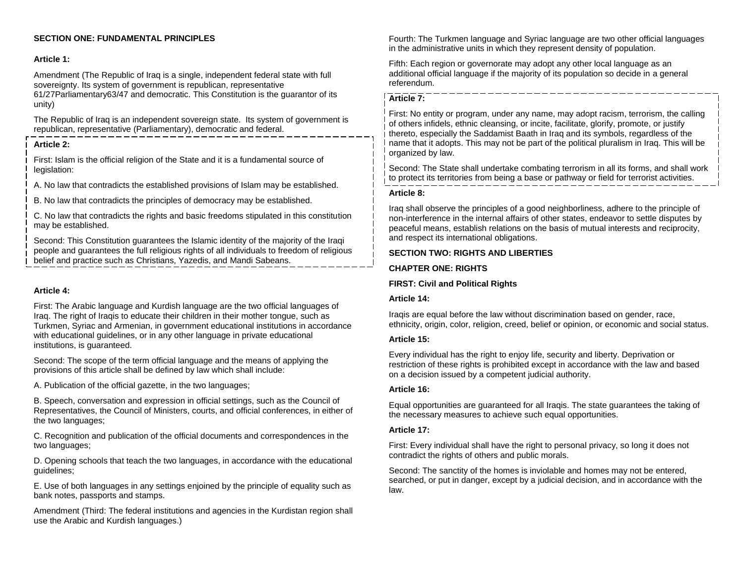**SECTION ONE: FUNDAMENTAL PRINCIPLES**

**Article 1:**

Amendment (The Republic of Iraq is a single, independent federal state with full sovereignty. Its system of government is republican, representative 61/27Parliamentary63/47 and democratic. This Constitution is the guarantor of its unity)

The Republic of Iraq is an independent sovereign state. Its system of government is republican, representative (Parliamentary), democratic and federal.

**Article 2:**

First: Islam is the official religion of the State and it is a fundamental source of legislation:

A. No law that contradicts the established provisions of Islam may be established.

B. No law that contradicts the principles of democracy may be established.

C. No law that contradicts the rights and basic freedoms stipulated in this constitution may be established.

Second: This Constitution guarantees the Islamic identity of the majority of the Iraqi people and guarantees the full religious rights of all individuals to freedom of religious belief and practice such as Christians, Yazedis, and Mandi Sabeans.

**Article 4:**

First: The Arabic language and Kurdish language are the two official languages of Iraq. The right of Iraqis to educate their children in their mother tongue, such as Turkmen, Syriac and Armenian, in government educational institutions in accordance with educational guidelines, or in any other language in private educational institutions, is guaranteed.

Second: The scope of the term official language and the means of applying the provisions of this article shall be defined by law which shall include:

A. Publication of the official gazette, in the two languages;

B. Speech, conversation and expression in official settings, such as the Council of Representatives, the Council of Ministers, courts, and official conferences, in either of the two languages;

C. Recognition and publication of the official documents and correspondences in the two languages;

D. Opening schools that teach the two languages, in accordance with the educational guidelines;

E. Use of both languages in any settings enjoined by the principle of equality such as bank notes, passports and stamps.

Amendment (Third: The federal institutions and agencies in the Kurdistan region shall use the Arabic and Kurdish languages.)

Fourth: The Turkmen language and Syriac language are two other official languages in the administrative units in which they represent density of population.

Fifth: Each region or governorate may adopt any other local language as an additional official language if the majority of its population so decide in a general referendum.

**Article 7:**

First: No entity or program, under any name, may adopt racism, terrorism, the calling of others infidels, ethnic cleansing, or incite, facilitate, glorify, promote, or justify thereto, especially the Saddamist Baath in Iraq and its symbols, regardless of the name that it adopts. This may not be part of the political pluralism in Iraq. This will be organized by law.

Second: The State shall undertake combating terrorism in all its forms, and shall work to protect its territories from being a base or pathway or field for terrorist activities.

**Article 8:**

Iraq shall observe the principles of a good neighborliness, adhere to the principle of non-interference in the internal affairs of other states, endeavor to settle disputes by peaceful means, establish relations on the basis of mutual interests and reciprocity, and respect its international obligations.

**SECTION TWO: RIGHTS AND LIBERTIES**

**CHAPTER ONE: RIGHTS**

**FIRST: Civil and Political Rights**

**Article 14:**

Iraqis are equal before the law without discrimination based on gender, race, ethnicity, origin, color, religion, creed, belief or opinion, or economic and social status.

**Article 15:**

Every individual has the right to enjoy life, security and liberty. Deprivation or restriction of these rights is prohibited except in accordance with the law and based on a decision issued by a competent judicial authority.

**Article 16:**

Equal opportunities are guaranteed for all Iraqis. The state guarantees the taking of the necessary measures to achieve such equal opportunities.

**Article 17:**

First: Every individual shall have the right to personal privacy, so long it does not contradict the rights of others and public morals.

Second: The sanctity of the homes is inviolable and homes may not be entered, searched, or put in danger, except by a judicial decision, and in accordance with the law.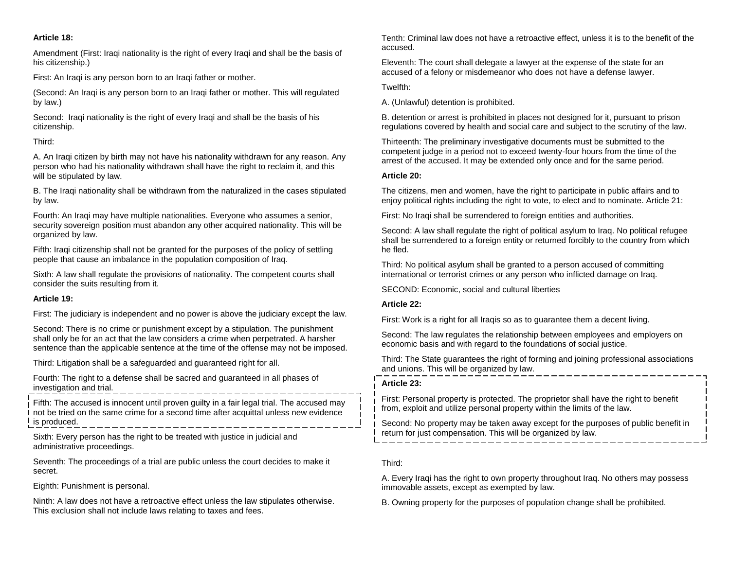**Article 18:**

Amendment (First: Iraqi nationality is the right of every Iraqi and shall be the basis of his citizenship.)

First: An Iraqi is any person born to an Iraqi father or mother.

(Second: An Iraqi is any person born to an Iraqi father or mother. This will regulated by law.)

Second: Iraqi nationality is the right of every Iraqi and shall be the basis of his citizenship.

Third:

A. An Iraqi citizen by birth may not have his nationality withdrawn for any reason. Any person who had his nationality withdrawn shall have the right to reclaim it, and this will be stipulated by law.

B. The Iraqi nationality shall be withdrawn from the naturalized in the cases stipulated by law.

Fourth: An Iraqi may have multiple nationalities. Everyone who assumes a senior, security sovereign position must abandon any other acquired nationality. This will be organized by law.

Fifth: Iraqi citizenship shall not be granted for the purposes of the policy of settling people that cause an imbalance in the population composition of Iraq.

Sixth: A law shall regulate the provisions of nationality. The competent courts shall consider the suits resulting from it.

**Article 19:**

First: The judiciary is independent and no power is above the judiciary except the law.

Second: There is no crime or punishment except by a stipulation. The punishment shall only be for an act that the law considers a crime when perpetrated. A harsher sentence than the applicable sentence at the time of the offense may not be imposed.

Third: Litigation shall be a safeguarded and guaranteed right for all.

Fourth: The right to a defense shall be sacred and guaranteed in all phases of investigation and trial.

Fifth: The accused is innocent until proven guilty in a fair legal trial. The accused may not be tried on the same crime for a second time after acquittal unless new evidence is produced.

Sixth: Every person has the right to be treated with justice in judicial and administrative proceedings.

Seventh: The proceedings of a trial are public unless the court decides to make it secret.

Eighth: Punishment is personal.

Ninth: A law does not have a retroactive effect unless the law stipulates otherwise. This exclusion shall not include laws relating to taxes and fees.

Tenth: Criminal law does not have a retroactive effect, unless it is to the benefit of the accused.

Eleventh: The court shall delegate a lawyer at the expense of the state for an accused of a felony or misdemeanor who does not have a defense lawyer.

Twelfth:

A. (Unlawful) detention is prohibited.

B. detention or arrest is prohibited in places not designed for it, pursuant to prison regulations covered by health and social care and subject to the scrutiny of the law.

Thirteenth: The preliminary investigative documents must be submitted to the competent judge in a period not to exceed twenty-four hours from the time of the arrest of the accused. It may be extended only once and for the same period.

**Article 20:**

The citizens, men and women, have the right to participate in public affairs and to enjoy political rights including the right to vote, to elect and to nominate. Article 21:

First: No Iraqi shall be surrendered to foreign entities and authorities.

Second: A law shall regulate the right of political asylum to Iraq. No political refugee shall be surrendered to a foreign entity or returned forcibly to the country from which he fled.

Third: No political asylum shall be granted to a person accused of committing international or terrorist crimes or any person who inflicted damage on Iraq.

SECOND: Economic, social and cultural liberties

**Article 22:**

First: Work is a right for all Iraqis so as to guarantee them a decent living.

Second: The law regulates the relationship between employees and employers on economic basis and with regard to the foundations of social justice.

Third: The State guarantees the right of forming and joining professional associations and unions. This will be organized by law.

**Article 23:**

First: Personal property is protected. The proprietor shall have the right to benefit from, exploit and utilize personal property within the limits of the law.

Second: No property may be taken away except for the purposes of public benefit in return for just compensation. This will be organized by law.

Third:

A. Every Iraqi has the right to own property throughout Iraq. No others may possess immovable assets, except as exempted by law.

B. Owning property for the purposes of population change shall be prohibited.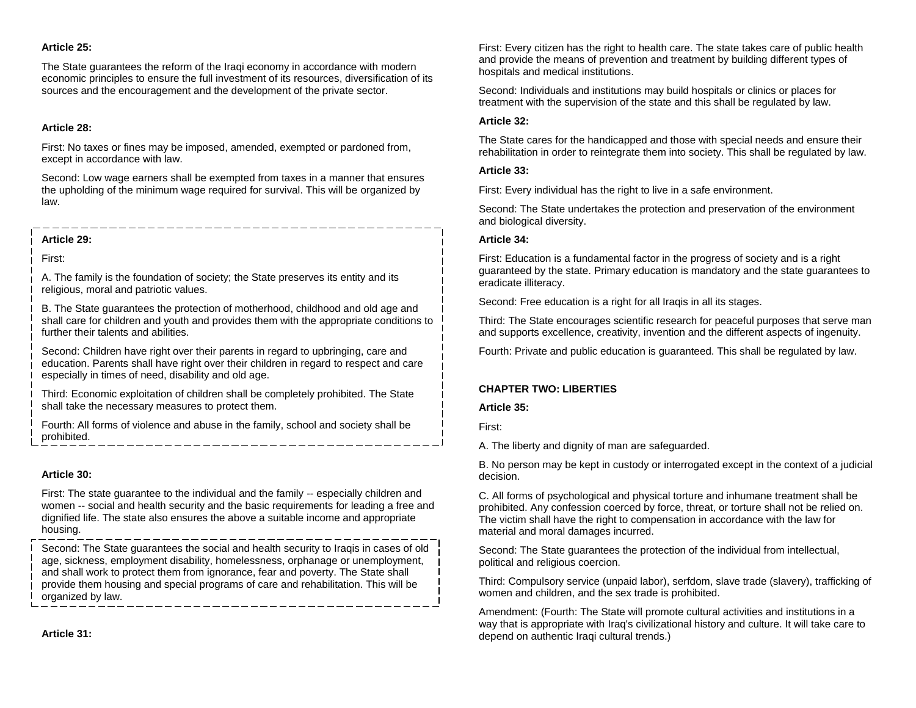**Article 25:**

The State guarantees the reform of the Iraqi economy in accordance with modern economic principles to ensure the full investment of its resources, diversification of its sources and the encouragement and the development of the private sector.

**Article 28:**

First: No taxes or fines may be imposed, amended, exempted or pardoned from, except in accordance with law.

Second: Low wage earners shall be exempted from taxes in a manner that ensures the upholding of the minimum wage required for survival. This will be organized by law.

**Article 29:**

First:

A. The family is the foundation of society; the State preserves its entity and its religious, moral and patriotic values.

B. The State guarantees the protection of motherhood, childhood and old age and shall care for children and youth and provides them with the appropriate conditions to further their talents and abilities.

Second: Children have right over their parents in regard to upbringing, care and education. Parents shall have right over their children in regard to respect and care especially in times of need, disability and old age.

Third: Economic exploitation of children shall be completely prohibited. The State shall take the necessary measures to protect them.

Fourth: All forms of violence and abuse in the family, school and society shall be prohibited.

**Article 30:**

First: The state guarantee to the individual and the family -- especially children and women -- social and health security and the basic requirements for leading a free and dignified life. The state also ensures the above a suitable income and appropriate housing.

Second: The State guarantees the social and health security to Iraqis in cases of old age, sickness, employment disability, homelessness, orphanage or unemployment, and shall work to protect them from ignorance, fear and poverty. The State shall provide them housing and special programs of care and rehabilitation. This will be organized by law.

**Article 31:**

First: Every citizen has the right to health care. The state takes care of public health and provide the means of prevention and treatment by building different types of hospitals and medical institutions.

Second: Individuals and institutions may build hospitals or clinics or places for treatment with the supervision of the state and this shall be regulated by law.

**Article 32:**

The State cares for the handicapped and those with special needs and ensure their rehabilitation in order to reintegrate them into society. This shall be regulated by law.

**Article 33:**

First: Every individual has the right to live in a safe environment.

Second: The State undertakes the protection and preservation of the environment and biological diversity.

**Article 34:**

First: Education is a fundamental factor in the progress of society and is a right guaranteed by the state. Primary education is mandatory and the state guarantees to eradicate illiteracy.

Second: Free education is a right for all Iraqis in all its stages.

Third: The State encourages scientific research for peaceful purposes that serve man and supports excellence, creativity, invention and the different aspects of ingenuity.

Fourth: Private and public education is guaranteed. This shall be regulated by law.

**CHAPTER TWO: LIBERTIES**

**Article 35:**

First:

A. The liberty and dignity of man are safeguarded.

B. No person may be kept in custody or interrogated except in the context of a judicial decision.

C. All forms of psychological and physical torture and inhumane treatment shall be prohibited. Any confession coerced by force, threat, or torture shall not be relied on. The victim shall have the right to compensation in accordance with the law for material and moral damages incurred.

Second: The State guarantees the protection of the individual from intellectual, political and religious coercion.

Third: Compulsory service (unpaid labor), serfdom, slave trade (slavery), trafficking of women and children, and the sex trade is prohibited.

Amendment: (Fourth: The State will promote cultural activities and institutions in a way that is appropriate with Iraq's civilizational history and culture. It will take care to depend on authentic Iraqi cultural trends.)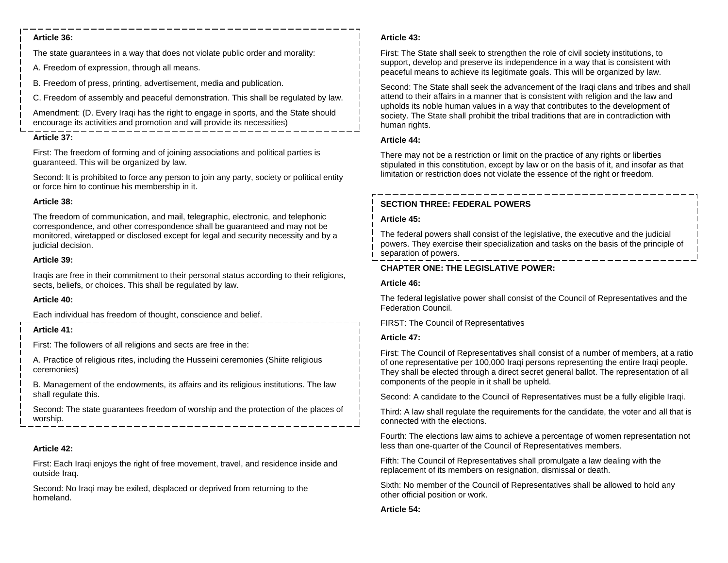**Article 36:**

The state guarantees in a way that does not violate public order and morality:

A. Freedom of expression, through all means.

B. Freedom of press, printing, advertisement, media and publication.

C. Freedom of assembly and peaceful demonstration. This shall be regulated by law.

Amendment: (D. Every Iraqi has the right to engage in sports, and the State should encourage its activities and promotion and will provide its necessities)

**Article 37:**

First: The freedom of forming and of joining associations and political parties is guaranteed. This will be organized by law.

Second: It is prohibited to force any person to join any party, society or political entity or force him to continue his membership in it.

**Article 38:**

The freedom of communication, and mail, telegraphic, electronic, and telephonic correspondence, and other correspondence shall be guaranteed and may not be monitored, wiretapped or disclosed except for legal and security necessity and by a judicial decision.

**Article 39:**

Iraqis are free in their commitment to their personal status according to their religions, sects, beliefs, or choices. This shall be regulated by law.

**Article 40:**

Each individual has freedom of thought, conscience and belief.

**Article 41:**

First: The followers of all religions and sects are free in the:

A. Practice of religious rites, including the Husseini ceremonies (Shiite religious ceremonies)

B. Management of the endowments, its affairs and its religious institutions. The law shall regulate this.

Second: The state guarantees freedom of worship and the protection of the places of worship.

**Article 42:**

First: Each Iraqi enjoys the right of free movement, travel, and residence inside and outside Iraq.

Second: No Iraqi may be exiled, displaced or deprived from returning to the homeland.

**Article 43:**

First: The State shall seek to strengthen the role of civil society institutions, to support, develop and preserve its independence in a way that is consistent with peaceful means to achieve its legitimate goals. This will be organized by law.

Second: The State shall seek the advancement of the Iraqi clans and tribes and shall attend to their affairs in a manner that is consistent with religion and the law and upholds its noble human values in a way that contributes to the development of society. The State shall prohibit the tribal traditions that are in contradiction with human rights.

**Article 44:**

There may not be a restriction or limit on the practice of any rights or liberties stipulated in this constitution, except by law or on the basis of it, and insofar as that limitation or restriction does not violate the essence of the right or freedom.

**SECTION THREE: FEDERAL POWERS**

**Article 45:**

The federal powers shall consist of the legislative, the executive and the judicial powers. They exercise their specialization and tasks on the basis of the principle of separation of powers.

**CHAPTER ONE: THE LEGISLATIVE POWER:**

**Article 46:**

The federal legislative power shall consist of the Council of Representatives and the Federation Council.

FIRST: The Council of Representatives

**Article 47:**

First: The Council of Representatives shall consist of a number of members, at a ratio of one representative per 100,000 Iraqi persons representing the entire Iraqi people. They shall be elected through a direct secret general ballot. The representation of all components of the people in it shall be upheld.

Second: A candidate to the Council of Representatives must be a fully eligible Iraqi.

Third: A law shall regulate the requirements for the candidate, the voter and all that is connected with the elections.

Fourth: The elections law aims to achieve a percentage of women representation not less than one-quarter of the Council of Representatives members.

Fifth: The Council of Representatives shall promulgate a law dealing with the replacement of its members on resignation, dismissal or death.

Sixth: No member of the Council of Representatives shall be allowed to hold any other official position or work.

**Article 54:**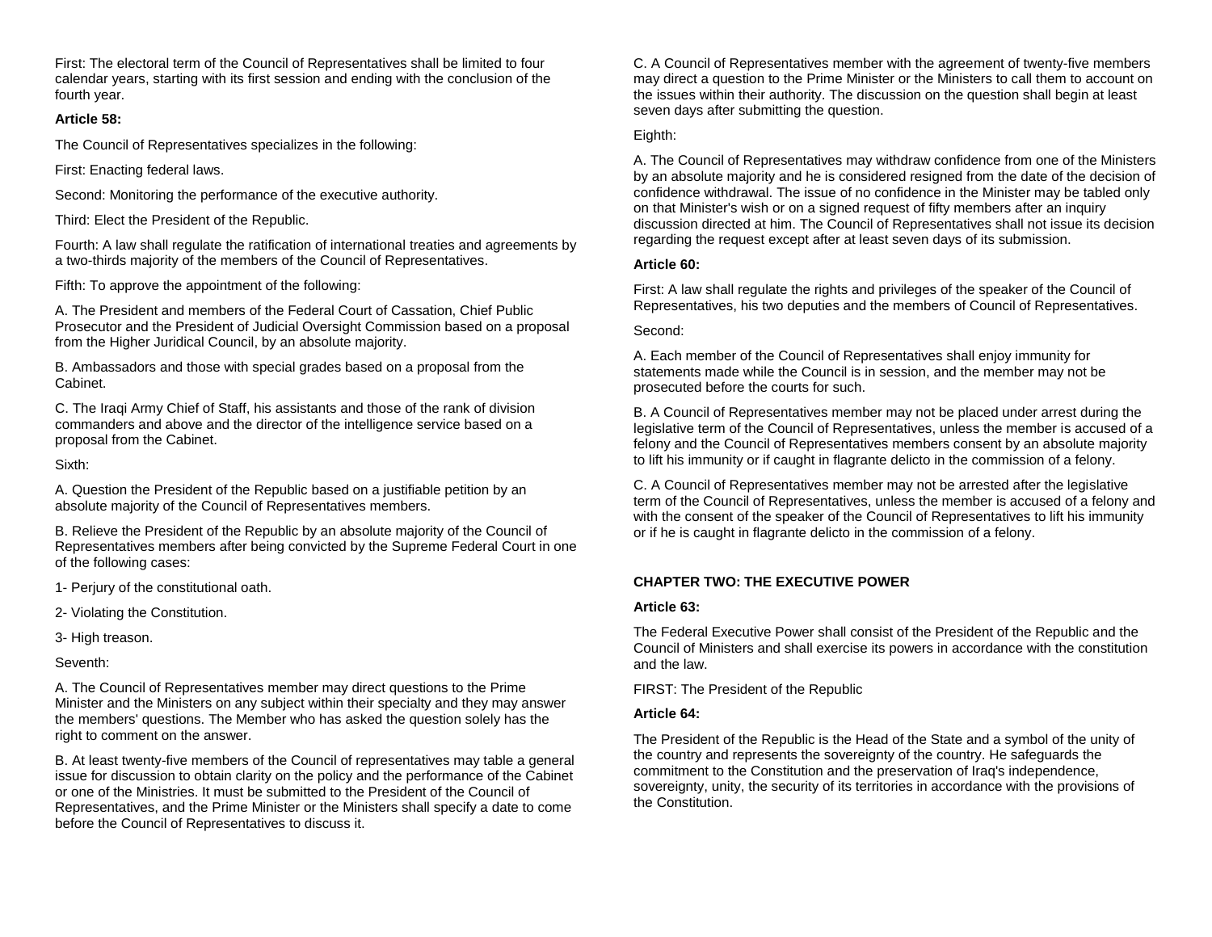First: The electoral term of the Council of Representatives shall be limited to four calendar years, starting with its first session and ending with the conclusion of the fourth year.

**Article 58:**

The Council of Representatives specializes in the following:

First: Enacting federal laws.

Second: Monitoring the performance of the executive authority.

Third: Elect the President of the Republic.

Fourth: A law shall regulate the ratification of international treaties and agreements by a two-thirds majority of the members of the Council of Representatives.

Fifth: To approve the appointment of the following:

A. The President and members of the Federal Court of Cassation, Chief Public Prosecutor and the President of Judicial Oversight Commission based on a proposal from the Higher Juridical Council, by an absolute majority.

B. Ambassadors and those with special grades based on a proposal from the Cabinet.

C. The Iraqi Army Chief of Staff, his assistants and those of the rank of division commanders and above and the director of the intelligence service based on a proposal from the Cabinet.

Sixth:

A. Question the President of the Republic based on a justifiable petition by an absolute majority of the Council of Representatives members.

B. Relieve the President of the Republic by an absolute majority of the Council of Representatives members after being convicted by the Supreme Federal Court in one of the following cases:

1- Perjury of the constitutional oath.

2- Violating the Constitution.

3- High treason.

Seventh:

A. The Council of Representatives member may direct questions to the Prime Minister and the Ministers on any subject within their specialty and they may answer the members' questions. The Member who has asked the question solely has the right to comment on the answer.

B. At least twenty-five members of the Council of representatives may table a general issue for discussion to obtain clarity on the policy and the performance of the Cabinet or one of the Ministries. It must be submitted to the President of the Council of Representatives, and the Prime Minister or the Ministers shall specify a date to come before the Council of Representatives to discuss it.

C. A Council of Representatives member with the agreement of twenty-five members may direct a question to the Prime Minister or the Ministers to call them to account on the issues within their authority. The discussion on the question shall begin at least seven days after submitting the question.

Eighth:

A. The Council of Representatives may withdraw confidence from one of the Ministers by an absolute majority and he is considered resigned from the date of the decision of confidence withdrawal. The issue of no confidence in the Minister may be tabled only on that Minister's wish or on a signed request of fifty members after an inquiry discussion directed at him. The Council of Representatives shall not issue its decision regarding the request except after at least seven days of its submission.

**Article 60:**

First: A law shall regulate the rights and privileges of the speaker of the Council of Representatives, his two deputies and the members of Council of Representatives.

Second:

A. Each member of the Council of Representatives shall enjoy immunity for statements made while the Council is in session, and the member may not be prosecuted before the courts for such.

B. A Council of Representatives member may not be placed under arrest during the legislative term of the Council of Representatives, unless the member is accused of a felony and the Council of Representatives members consent by an absolute majority to lift his immunity or if caught in flagrante delicto in the commission of a felony.

C. A Council of Representatives member may not be arrested after the legislative term of the Council of Representatives, unless the member is accused of a felony and with the consent of the speaker of the Council of Representatives to lift his immunity or if he is caught in flagrante delicto in the commission of a felony.

## CHAPTER TWO: THE EXECUTIVE POWER

**Article 63:**

The Federal Executive Power shall consist of the President of the Republic and the Council of Ministers and shall exercise its powers in accordance with the constitution and the law.

FIRST: The President of the Republic

**Article 64:**

The President of the Republic is the Head of the State and a symbol of the unity of the country and represents the sovereignty of the country. He safeguards the commitment to the Constitution and the preservation of Iraq's independence, sovereignty, unity, the security of its territories in accordance with the provisions of the Constitution.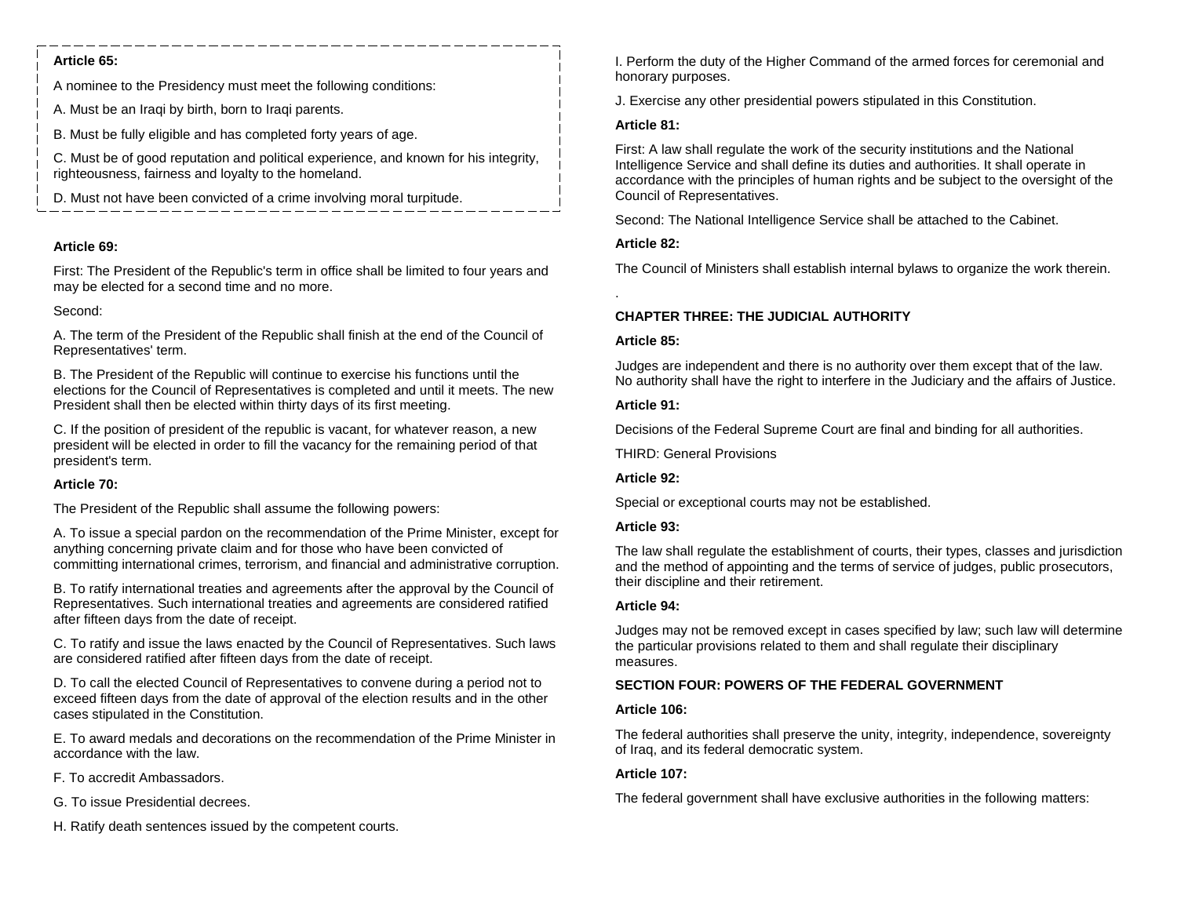**Article 65:**

A nominee to the Presidency must meet the following conditions:

A. Must be an Iraqi by birth, born to Iraqi parents.

B. Must be fully eligible and has completed forty years of age.

C. Must be of good reputation and political experience, and known for his integrity, righteousness, fairness and loyalty to the homeland.

D. Must not have been convicted of a crime involving moral turpitude.

**Article 69:**

First: The President of the Republic's term in office shall be limited to four years and may be elected for a second time and no more.

Second:

A. The term of the President of the Republic shall finish at the end of the Council of Representatives' term.

B. The President of the Republic will continue to exercise his functions until the elections for the Council of Representatives is completed and until it meets. The new President shall then be elected within thirty days of its first meeting.

C. If the position of president of the republic is vacant, for whatever reason, a new president will be elected in order to fill the vacancy for the remaining period of that president's term.

**Article 70:**

The President of the Republic shall assume the following powers:

A. To issue a special pardon on the recommendation of the Prime Minister, except for anything concerning private claim and for those who have been convicted of committing international crimes, terrorism, and financial and administrative corruption.

B. To ratify international treaties and agreements after the approval by the Council of Representatives. Such international treaties and agreements are considered ratified after fifteen days from the date of receipt.

C. To ratify and issue the laws enacted by the Council of Representatives. Such laws are considered ratified after fifteen days from the date of receipt.

D. To call the elected Council of Representatives to convene during a period not to exceed fifteen days from the date of approval of the election results and in the other cases stipulated in the Constitution.

E. To award medals and decorations on the recommendation of the Prime Minister in accordance with the law.

F. To accredit Ambassadors.

G. To issue Presidential decrees.

H. Ratify death sentences issued by the competent courts.

I. Perform the duty of the Higher Command of the armed forces for ceremonial and honorary purposes.

J. Exercise any other presidential powers stipulated in this Constitution.

**Article 81:**

First: A law shall regulate the work of the security institutions and the National Intelligence Service and shall define its duties and authorities. It shall operate in accordance with the principles of human rights and be subject to the oversight of the Council of Representatives.

Second: The National Intelligence Service shall be attached to the Cabinet.

**Article 82:**

The Council of Ministers shall establish internal bylaws to organize the work therein.

.

**CHAPTER THREE: THE JUDICIAL AUTHORITY**

**Article 85:**

Judges are independent and there is no authority over them except that of the law. No authority shall have the right to interfere in the Judiciary and the affairs of Justice.

**Article 91:**

Decisions of the Federal Supreme Court are final and binding for all authorities.

THIRD: General Provisions

**Article 92:**

Special or exceptional courts may not be established.

**Article 93:**

The law shall regulate the establishment of courts, their types, classes and jurisdiction and the method of appointing and the terms of service of judges, public prosecutors, their discipline and their retirement.

**Article 94:**

Judges may not be removed except in cases specified by law; such law will determine the particular provisions related to them and shall regulate their disciplinary measures.

**SECTION FOUR: POWERS OF THE FEDERAL GOVERNMENT**

**Article 106:**

The federal authorities shall preserve the unity, integrity, independence, sovereignty of Iraq, and its federal democratic system.

**Article 107:**

The federal government shall have exclusive authorities in the following matters: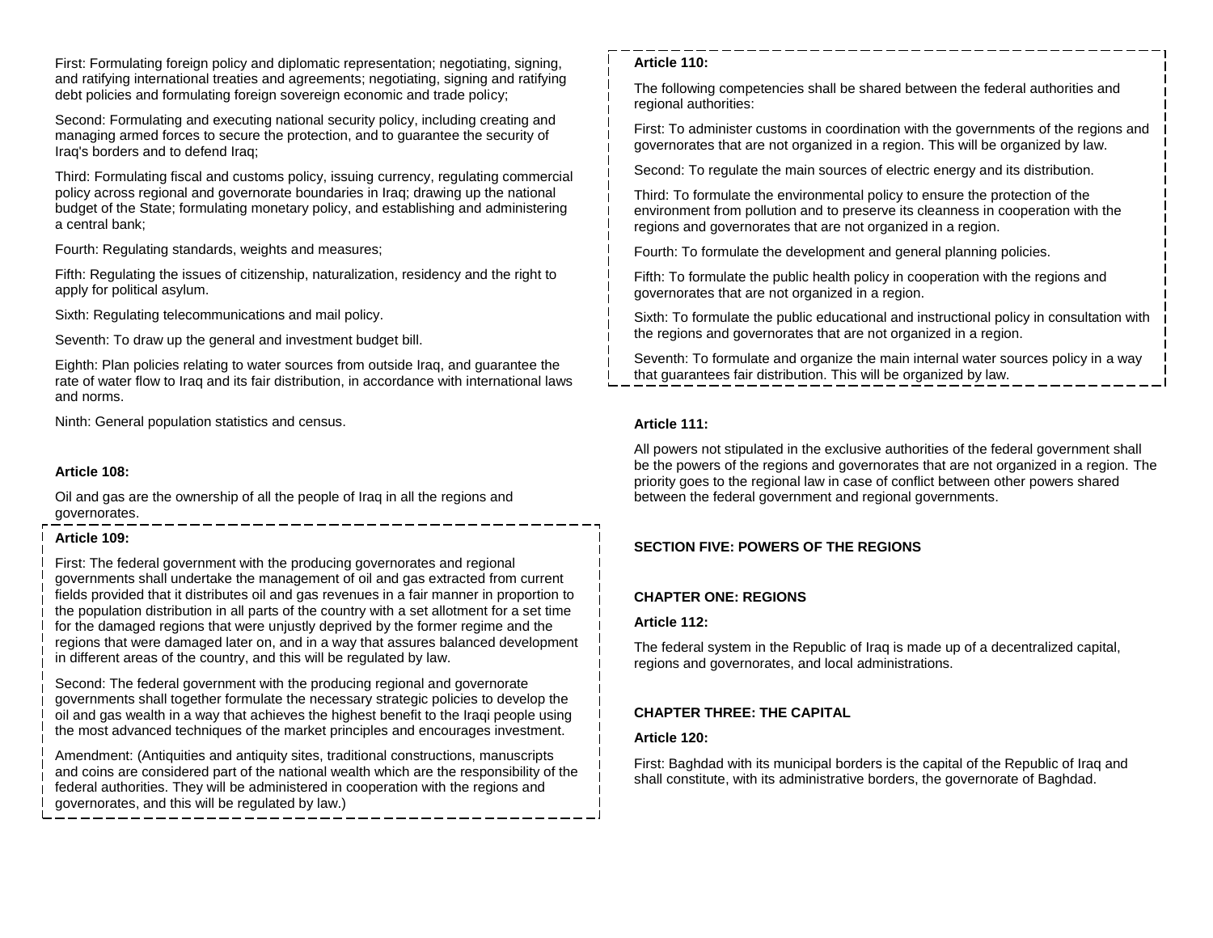First: Formulating foreign policy and diplomatic representation; negotiating, signing, and ratifying international treaties and agreements; negotiating, signing and ratifying debt policies and formulating foreign sovereign economic and trade policy;

Second: Formulating and executing national security policy, including creating and managing armed forces to secure the protection, and to guarantee the security of Iraq's borders and to defend Iraq;

Third: Formulating fiscal and customs policy, issuing currency, regulating commercial policy across regional and governorate boundaries in Iraq; drawing up the national budget of the State; formulating monetary policy, and establishing and administering a central bank;

Fourth: Regulating standards, weights and measures;

Fifth: Regulating the issues of citizenship, naturalization, residency and the right to apply for political asylum.

Sixth: Regulating telecommunications and mail policy.

Seventh: To draw up the general and investment budget bill.

Eighth: Plan policies relating to water sources from outside Iraq, and guarantee the rate of water flow to Iraq and its fair distribution, in accordance with international laws and norms.

Ninth: General population statistics and census.

**Article 108:**

Oil and gas are the ownership of all the people of Iraq in all the regions and governorates.

**Article 109:**

First: The federal government with the producing governorates and regional governments shall undertake the management of oil and gas extracted from current fields provided that it distributes oil and gas revenues in a fair manner in proportion to the population distribution in all parts of the country with a set allotment for a set time for the damaged regions that were unjustly deprived by the former regime and the regions that were damaged later on, and in a way that assures balanced development in different areas of the country, and this will be regulated by law.

Second: The federal government with the producing regional and governorate governments shall together formulate the necessary strategic policies to develop the oil and gas wealth in a way that achieves the highest benefit to the Iraqi people using the most advanced techniques of the market principles and encourages investment.

Amendment: (Antiquities and antiquity sites, traditional constructions, manuscripts and coins are considered part of the national wealth which are the responsibility of the federal authorities. They will be administered in cooperation with the regions and governorates, and this will be regulated by law.)

**Article 110:**

The following competencies shall be shared between the federal authorities and regional authorities:

First: To administer customs in coordination with the governments of the regions and governorates that are not organized in a region. This will be organized by law.

Second: To regulate the main sources of electric energy and its distribution.

Third: To formulate the environmental policy to ensure the protection of the environment from pollution and to preserve its cleanness in cooperation with the regions and governorates that are not organized in a region.

Fourth: To formulate the development and general planning policies.

Fifth: To formulate the public health policy in cooperation with the regions and governorates that are not organized in a region.

Sixth: To formulate the public educational and instructional policy in consultation with the regions and governorates that are not organized in a region.

Seventh: To formulate and organize the main internal water sources policy in a way that guarantees fair distribution. This will be organized by law.

**Article 111:**

All powers not stipulated in the exclusive authorities of the federal government shall be the powers of the regions and governorates that are not organized in a region. The priority goes to the regional law in case of conflict between other powers shared between the federal government and regional governments.

## SECTION FIVE: POWERS OF THE REGIONS

### CHAPTER ONE: REGIONS

**Article 112:**

The federal system in the Republic of Iraq is made up of a decentralized capital, regions and governorates, and local administrations.

### CHAPTER THREE: THE CAPITAL

**Article 120:**

First: Baghdad with its municipal borders is the capital of the Republic of Iraq and shall constitute, with its administrative borders, the governorate of Baghdad.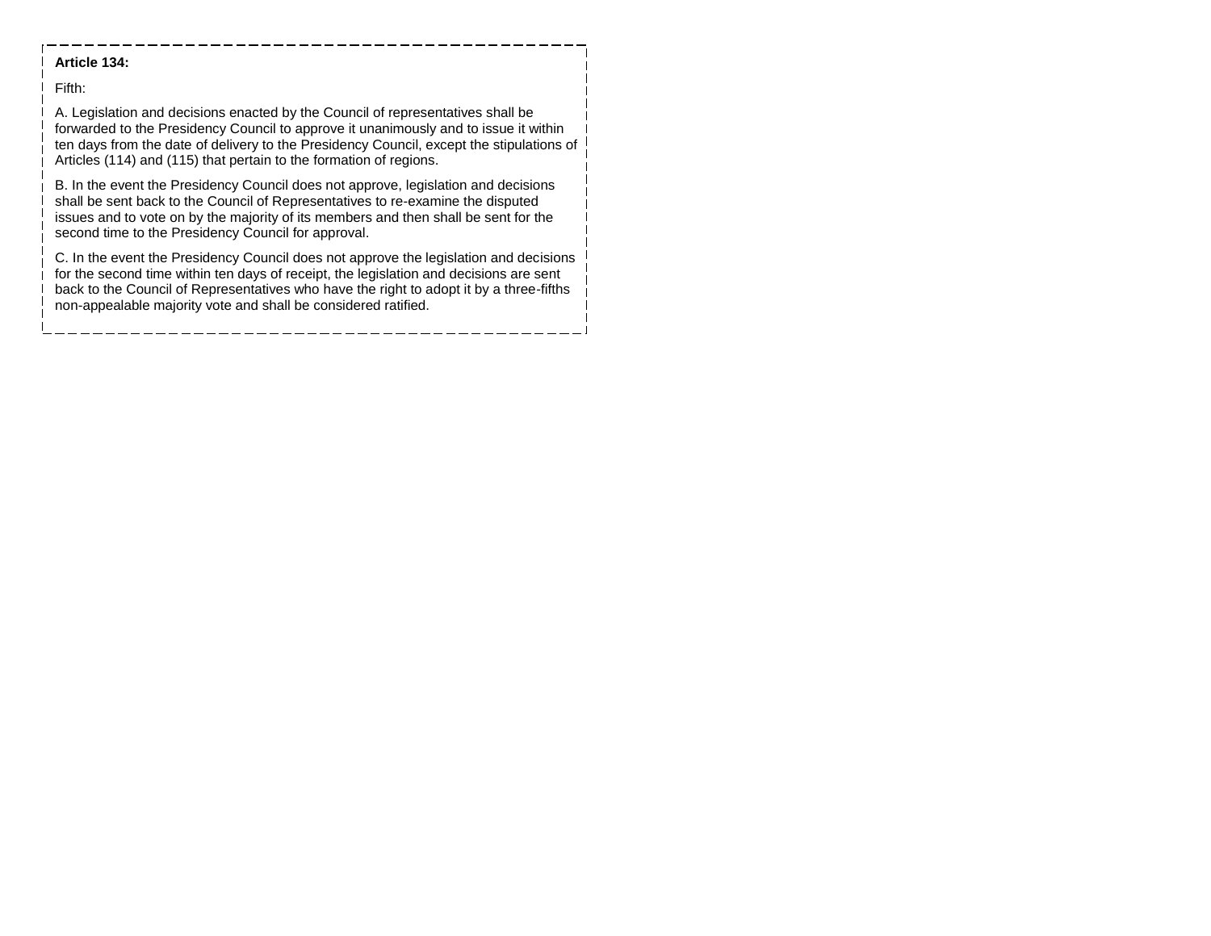**Article 134:**

Fifth:

A. Legislation and decisions enacted by the Council of representatives shall be forwarded to the Presidency Council to approve it unanimously and to issue it within ten days from the date of delivery to the Presidency Council, except the stipulations of Articles (114) and (115) that pertain to the formation of regions.

B. In the event the Presidency Council does not approve, legislation and decisions shall be sent back to the Council of Representatives to re-examine the disputed issues and to vote on by the majority of its members and then shall be sent for the second time to the Presidency Council for approval.

C. In the event the Presidency Council does not approve the legislation and decisions for the second time within ten days of receipt, the legislation and decisions are sent back to the Council of Representatives who have the right to adopt it by a three-fifths non-appealable majority vote and shall be considered ratified.